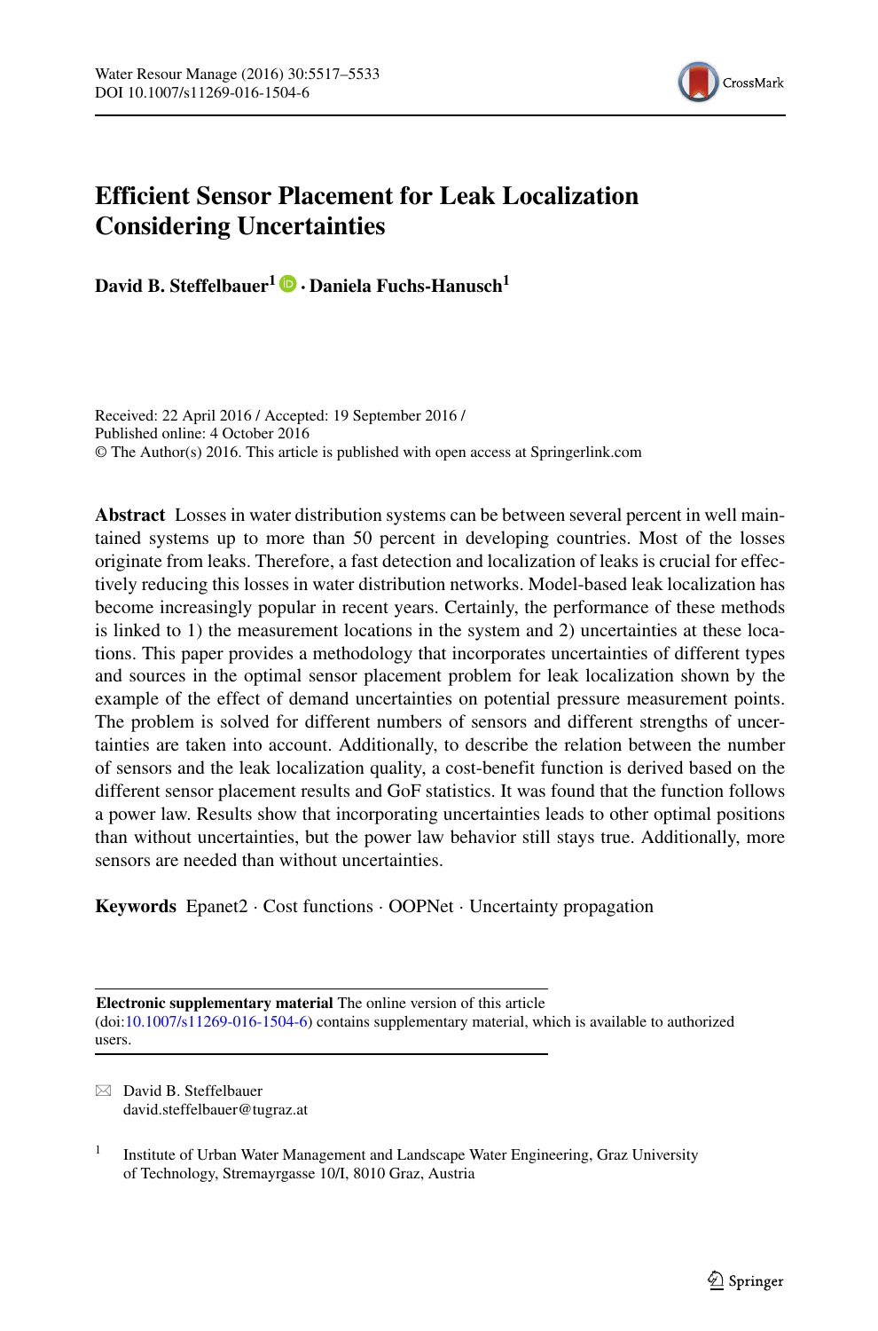# Efficient Sensor Placement for Leak Localization Considering Uncertainties

**David B. Steffelbauer[1] · Daniela Fuchs-Hanusch[1]**

Received: 22 April 2016 / Accepted: 19 September 2016 /
Published online: 4 October 2016
© The Author(s) 2016. This article is published with open access at Springerlink.com

**Abstract** Losses in water distribution systems can be between several percent in well maintained systems up to more than 50 percent in developing countries. Most of the losses originate from leaks. Therefore, a fast detection and localization of leaks is crucial for effectively reducing this losses in water distribution networks. Model-based leak localization has become increasingly popular in recent years. Certainly, the performance of these methods is linked to 1) the measurement locations in the system and 2) uncertainties at these locations. This paper provides a methodology that incorporates uncertainties of different types and sources in the optimal sensor placement problem for leak localization shown by the example of the effect of demand uncertainties on potential pressure measurement points. The problem is solved for different numbers of sensors and different strengths of uncertainties are taken into account. Additionally, to describe the relation between the number of sensors and the leak localization quality, a cost-benefit function is derived based on the different sensor placement results and GoF statistics. It was found that the function follows a power law. Results show that incorporating uncertainties leads to other optimal positions than without uncertainties, but the power law behavior still stays true. Additionally, more sensors are needed than without uncertainties.

**Keywords** Epanet2 · Cost functions · OOPNet · Uncertainty propagation

---

**Electronic supplementary material** The online version of this article (doi:10.1007/s11269-016-1504-6) contains supplementary material, which is available to authorized users.

---

✉ David B. Steffelbauer
david.steffelbauer@tugraz.at

[1] Institute of Urban Water Management and Landscape Water Engineering, Graz University of Technology, Stremayrgasse 10/I, 8010 Graz, Austria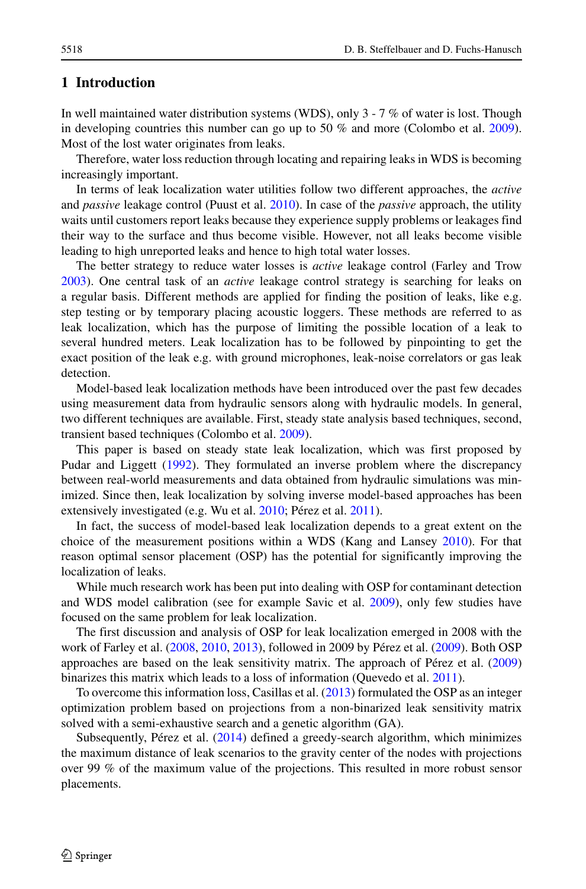## 1 Introduction

In well maintained water distribution systems (WDS), only 3 - 7 % of water is lost. Though in developing countries this number can go up to 50 % and more (Colombo et al. 2009). Most of the lost water originates from leaks.

Therefore, water loss reduction through locating and repairing leaks in WDS is becoming increasingly important.

In terms of leak localization water utilities follow two different approaches, the *active* and *passive* leakage control (Puust et al. 2010). In case of the *passive* approach, the utility waits until customers report leaks because they experience supply problems or leakages find their way to the surface and thus become visible. However, not all leaks become visible leading to high unreported leaks and hence to high total water losses.

The better strategy to reduce water losses is *active* leakage control (Farley and Trow 2003). One central task of an *active* leakage control strategy is searching for leaks on a regular basis. Different methods are applied for finding the position of leaks, like e.g. step testing or by temporary placing acoustic loggers. These methods are referred to as leak localization, which has the purpose of limiting the possible location of a leak to several hundred meters. Leak localization has to be followed by pinpointing to get the exact position of the leak e.g. with ground microphones, leak-noise correlators or gas leak detection.

Model-based leak localization methods have been introduced over the past few decades using measurement data from hydraulic sensors along with hydraulic models. In general, two different techniques are available. First, steady state analysis based techniques, second, transient based techniques (Colombo et al. 2009).

This paper is based on steady state leak localization, which was first proposed by Pudar and Liggett (1992). They formulated an inverse problem where the discrepancy between real-world measurements and data obtained from hydraulic simulations was minimized. Since then, leak localization by solving inverse model-based approaches has been extensively investigated (e.g. Wu et al. 2010; Pérez et al. 2011).

In fact, the success of model-based leak localization depends to a great extent on the choice of the measurement positions within a WDS (Kang and Lansey 2010). For that reason optimal sensor placement (OSP) has the potential for significantly improving the localization of leaks.

While much research work has been put into dealing with OSP for contaminant detection and WDS model calibration (see for example Savic et al. 2009), only few studies have focused on the same problem for leak localization.

The first discussion and analysis of OSP for leak localization emerged in 2008 with the work of Farley et al. (2008, 2010, 2013), followed in 2009 by Pérez et al. (2009). Both OSP approaches are based on the leak sensitivity matrix. The approach of Pérez et al. (2009) binarizes this matrix which leads to a loss of information (Quevedo et al. 2011).

To overcome this information loss, Casillas et al. (2013) formulated the OSP as an integer optimization problem based on projections from a non-binarized leak sensitivity matrix solved with a semi-exhaustive search and a genetic algorithm (GA).

Subsequently, Pérez et al. (2014) defined a greedy-search algorithm, which minimizes the maximum distance of leak scenarios to the gravity center of the nodes with projections over 99 % of the maximum value of the projections. This resulted in more robust sensor placements.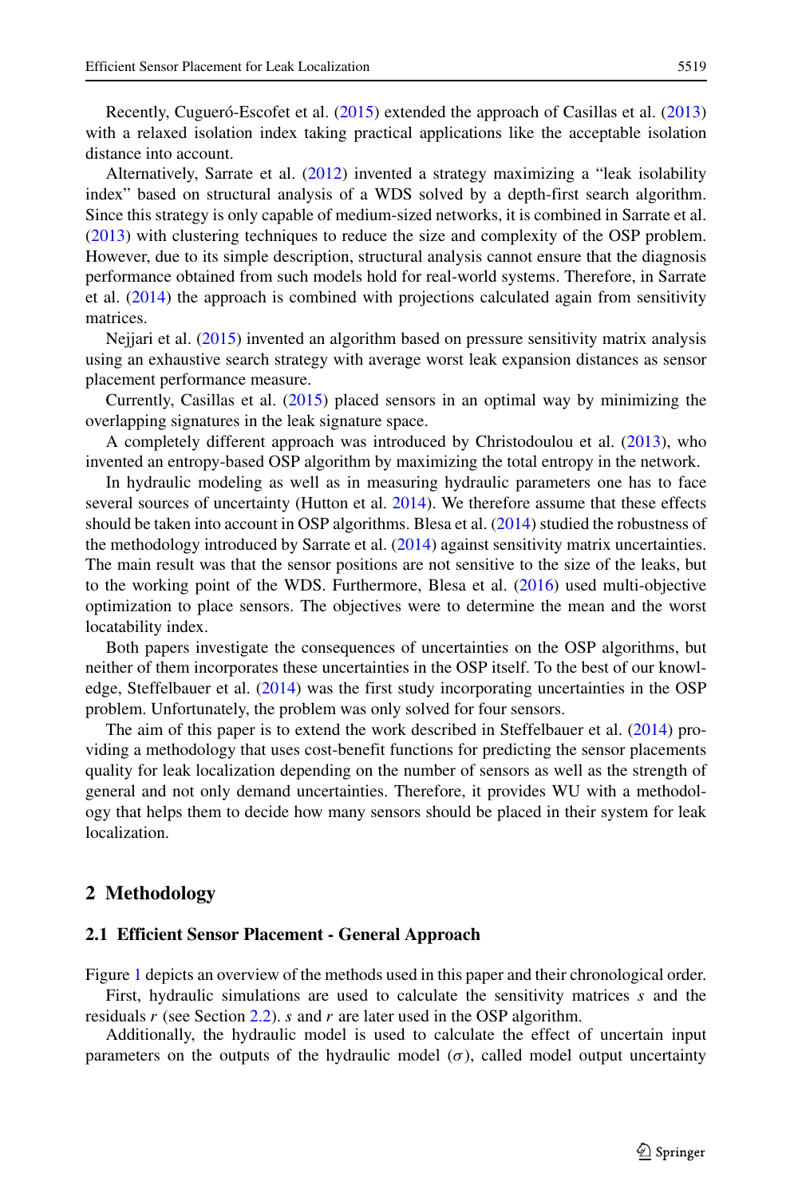Recently, Cugueró-Escofet et al. (2015) extended the approach of Casillas et al. (2013) with a relaxed isolation index taking practical applications like the acceptable isolation distance into account.

Alternatively, Sarrate et al. (2012) invented a strategy maximizing a "leak isolability index" based on structural analysis of a WDS solved by a depth-first search algorithm. Since this strategy is only capable of medium-sized networks, it is combined in Sarrate et al. (2013) with clustering techniques to reduce the size and complexity of the OSP problem. However, due to its simple description, structural analysis cannot ensure that the diagnosis performance obtained from such models hold for real-world systems. Therefore, in Sarrate et al. (2014) the approach is combined with projections calculated again from sensitivity matrices.

Nejjari et al. (2015) invented an algorithm based on pressure sensitivity matrix analysis using an exhaustive search strategy with average worst leak expansion distances as sensor placement performance measure.

Currently, Casillas et al. (2015) placed sensors in an optimal way by minimizing the overlapping signatures in the leak signature space.

A completely different approach was introduced by Christodoulou et al. (2013), who invented an entropy-based OSP algorithm by maximizing the total entropy in the network.

In hydraulic modeling as well as in measuring hydraulic parameters one has to face several sources of uncertainty (Hutton et al. 2014). We therefore assume that these effects should be taken into account in OSP algorithms. Blesa et al. (2014) studied the robustness of the methodology introduced by Sarrate et al. (2014) against sensitivity matrix uncertainties. The main result was that the sensor positions are not sensitive to the size of the leaks, but to the working point of the WDS. Furthermore, Blesa et al. (2016) used multi-objective optimization to place sensors. The objectives were to determine the mean and the worst locatability index.

Both papers investigate the consequences of uncertainties on the OSP algorithms, but neither of them incorporates these uncertainties in the OSP itself. To the best of our knowledge, Steffelbauer et al. (2014) was the first study incorporating uncertainties in the OSP problem. Unfortunately, the problem was only solved for four sensors.

The aim of this paper is to extend the work described in Steffelbauer et al. (2014) providing a methodology that uses cost-benefit functions for predicting the sensor placements quality for leak localization depending on the number of sensors as well as the strength of general and not only demand uncertainties. Therefore, it provides WU with a methodology that helps them to decide how many sensors should be placed in their system for leak localization.

## 2 Methodology

### 2.1 Efficient Sensor Placement - General Approach

Figure 1 depicts an overview of the methods used in this paper and their chronological order.

First, hydraulic simulations are used to calculate the sensitivity matrices $s$ and the residuals $r$ (see Section 2.2). $s$ and $r$ are later used in the OSP algorithm.

Additionally, the hydraulic model is used to calculate the effect of uncertain input parameters on the outputs of the hydraulic model ($\sigma$), called model output uncertainty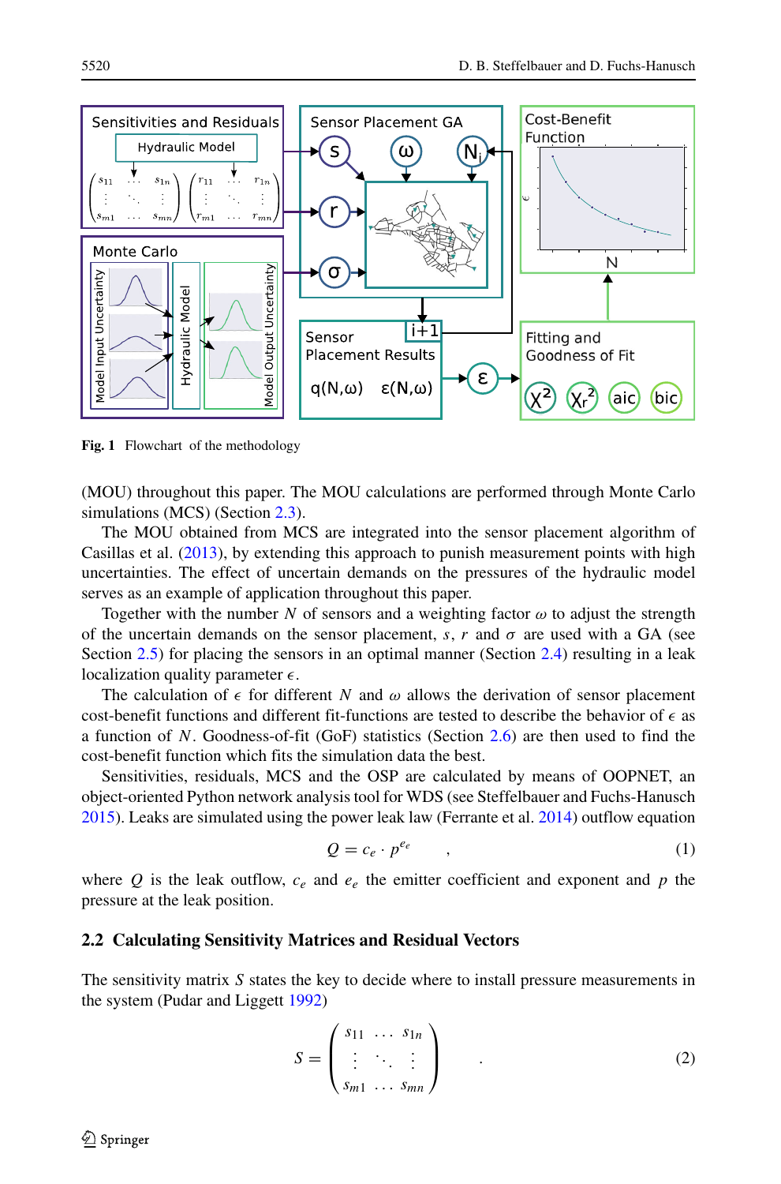Fig. 1 Flowchart of the methodology

(MOU) throughout this paper. The MOU calculations are performed through Monte Carlo simulations (MCS) (Section 2.3).

The MOU obtained from MCS are integrated into the sensor placement algorithm of Casillas et al. (2013), by extending this approach to punish measurement points with high uncertainties. The effect of uncertain demands on the pressures of the hydraulic model serves as an example of application throughout this paper.

Together with the number $N$ of sensors and a weighting factor $\omega$ to adjust the strength of the uncertain demands on the sensor placement, $s$, $r$ and $\sigma$ are used with a GA (see Section 2.5) for placing the sensors in an optimal manner (Section 2.4) resulting in a leak localization quality parameter $\epsilon$.

The calculation of $\epsilon$ for different $N$ and $\omega$ allows the derivation of sensor placement cost-benefit functions and different fit-functions are tested to describe the behavior of $\epsilon$ as a function of $N$. Goodness-of-fit (GoF) statistics (Section 2.6) are then used to find the cost-benefit function which fits the simulation data the best.

Sensitivities, residuals, MCS and the OSP are calculated by means of OOPNET, an object-oriented Python network analysis tool for WDS (see Steffelbauer and Fuchs-Hanusch 2015). Leaks are simulated using the power leak law (Ferrante et al. 2014) outflow equation

$$Q = c_e \cdot p^{e_e} \quad , \tag{1}$$

where $Q$ is the leak outflow, $c_e$ and $e_e$ the emitter coefficient and exponent and $p$ the pressure at the leak position.

## 2.2 Calculating Sensitivity Matrices and Residual Vectors

The sensitivity matrix $S$ states the key to decide where to install pressure measurements in the system (Pudar and Liggett 1992)

$$S = \begin{pmatrix} s_{11} & \dots & s_{1n} \\ \vdots & \ddots & \vdots \\ s_{m1} & \dots & s_{mn} \end{pmatrix} \quad . \tag{2}$$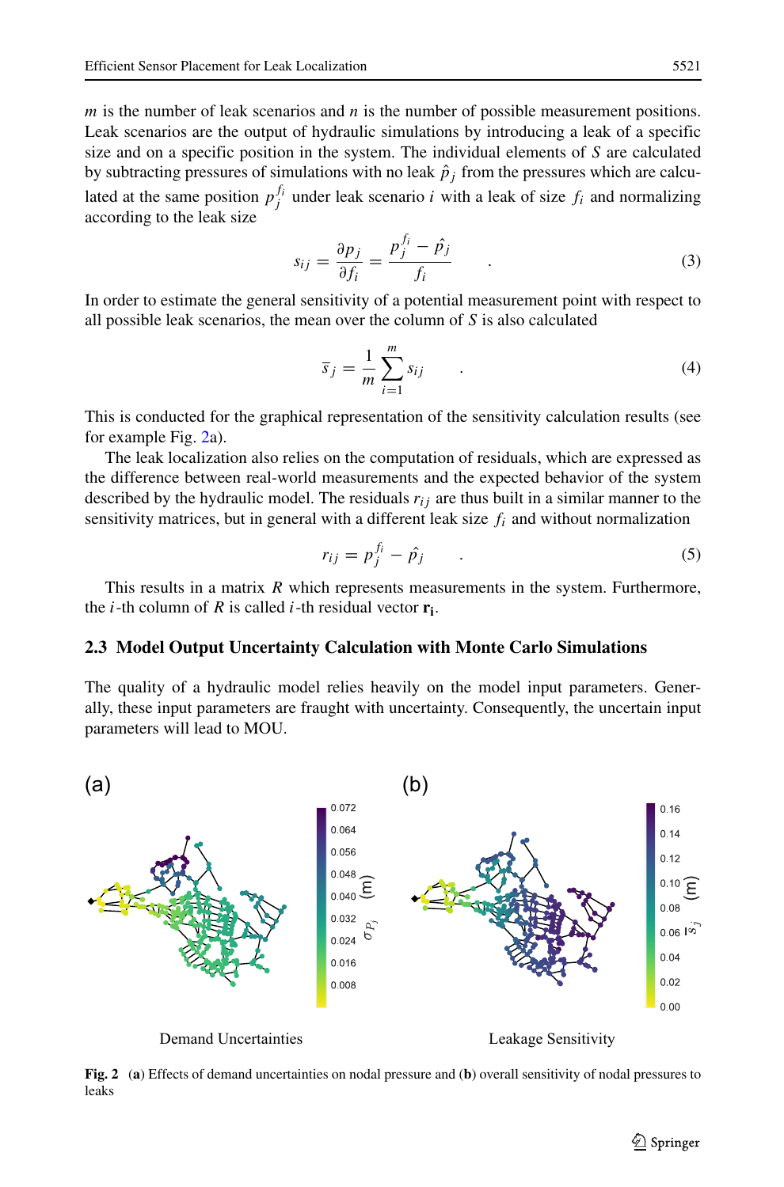$m$ is the number of leak scenarios and $n$ is the number of possible measurement positions. Leak scenarios are the output of hydraulic simulations by introducing a leak of a specific size and on a specific position in the system. The individual elements of $S$ are calculated by subtracting pressures of simulations with no leak $\hat{p}_j$ from the pressures which are calculated at the same position $p_j^{f_i}$ under leak scenario $i$ with a leak of size $f_i$ and normalizing according to the leak size

$$s_{ij} = \frac{\partial p_j}{\partial f_i} = \frac{p_j^{f_i} - \hat{p}_j}{f_i} \quad . \tag{3}$$

In order to estimate the general sensitivity of a potential measurement point with respect to all possible leak scenarios, the mean over the column of $S$ is also calculated

$$\overline{s}_j = \frac{1}{m} \sum_{i=1}^{m} s_{ij} \quad . \tag{4}$$

This is conducted for the graphical representation of the sensitivity calculation results (see for example Fig. 2a).

The leak localization also relies on the computation of residuals, which are expressed as the difference between real-world measurements and the expected behavior of the system described by the hydraulic model. The residuals $r_{ij}$ are thus built in a similar manner to the sensitivity matrices, but in general with a different leak size $f_i$ and without normalization

$$r_{ij} = p_j^{f_i} - \hat{p}_j \quad . \tag{5}$$

This results in a matrix $R$ which represents measurements in the system. Furthermore, the $i$-th column of $R$ is called $i$-th residual vector $\mathbf{r_i}$.

### 2.3 Model Output Uncertainty Calculation with Monte Carlo Simulations

The quality of a hydraulic model relies heavily on the model input parameters. Generally, these input parameters are fraught with uncertainty. Consequently, the uncertain input parameters will lead to MOU.

**Fig. 2** (**a**) Effects of demand uncertainties on nodal pressure and (**b**) overall sensitivity of nodal pressures to leaks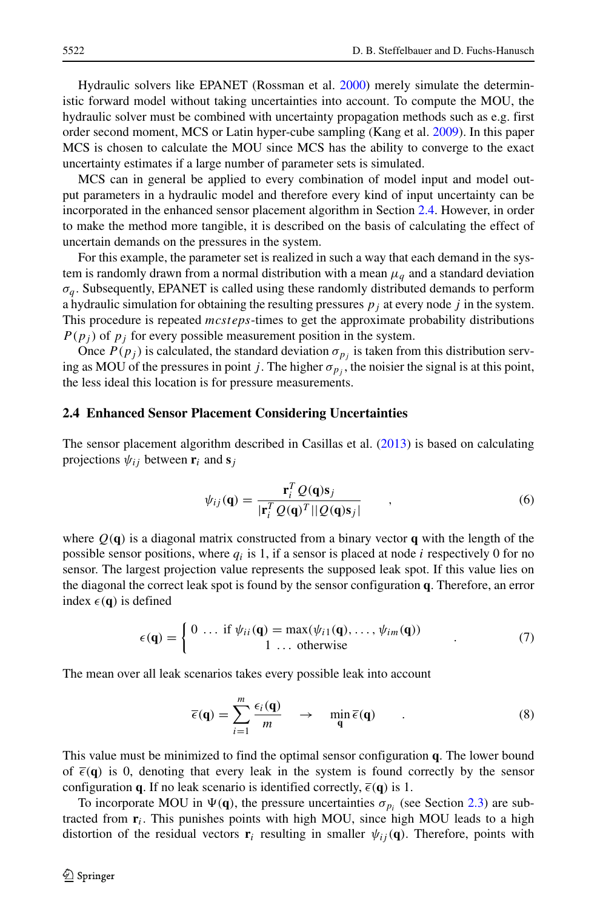Hydraulic solvers like EPANET (Rossman et al. 2000) merely simulate the deterministic forward model without taking uncertainties into account. To compute the MOU, the hydraulic solver must be combined with uncertainty propagation methods such as e.g. first order second moment, MCS or Latin hyper-cube sampling (Kang et al. 2009). In this paper MCS is chosen to calculate the MOU since MCS has the ability to converge to the exact uncertainty estimates if a large number of parameter sets is simulated.

MCS can in general be applied to every combination of model input and model output parameters in a hydraulic model and therefore every kind of input uncertainty can be incorporated in the enhanced sensor placement algorithm in Section 2.4. However, in order to make the method more tangible, it is described on the basis of calculating the effect of uncertain demands on the pressures in the system.

For this example, the parameter set is realized in such a way that each demand in the system is randomly drawn from a normal distribution with a mean $\mu_q$ and a standard deviation $\sigma_q$. Subsequently, EPANET is called using these randomly distributed demands to perform a hydraulic simulation for obtaining the resulting pressures $p_j$ at every node $j$ in the system. This procedure is repeated *mcsteps*-times to get the approximate probability distributions $P(p_j)$ of $p_j$ for every possible measurement position in the system.

Once $P(p_j)$ is calculated, the standard deviation $\sigma_{p_j}$ is taken from this distribution serving as MOU of the pressures in point $j$. The higher $\sigma_{p_j}$, the noisier the signal is at this point, the less ideal this location is for pressure measurements.

### 2.4 Enhanced Sensor Placement Considering Uncertainties

The sensor placement algorithm described in Casillas et al. (2013) is based on calculating projections $\psi_{ij}$ between $\mathbf{r}_i$ and $\mathbf{s}_j$

$$\psi_{ij}(\mathbf{q}) = \frac{\mathbf{r}_i^T Q(\mathbf{q})\mathbf{s}_j}{|\mathbf{r}_i^T Q(\mathbf{q})^T||Q(\mathbf{q})\mathbf{s}_j|} \quad , \tag{6}$$

where $Q(\mathbf{q})$ is a diagonal matrix constructed from a binary vector $\mathbf{q}$ with the length of the possible sensor positions, where $q_i$ is 1, if a sensor is placed at node $i$ respectively 0 for no sensor. The largest projection value represents the supposed leak spot. If this value lies on the diagonal the correct leak spot is found by the sensor configuration $\mathbf{q}$. Therefore, an error index $\epsilon(\mathbf{q})$ is defined

$$\epsilon(\mathbf{q}) = \begin{cases} 0 \ \ldots \ \text{if } \psi_{ii}(\mathbf{q}) = \max(\psi_{i1}(\mathbf{q}), \ldots, \psi_{im}(\mathbf{q})) \\ \quad\quad 1 \ \ldots \ \text{otherwise} \end{cases} \quad . \tag{7}$$

The mean over all leak scenarios takes every possible leak into account

$$\overline{\epsilon}(\mathbf{q}) = \sum_{i=1}^{m} \frac{\epsilon_i(\mathbf{q})}{m} \quad \rightarrow \quad \min_{\mathbf{q}} \overline{\epsilon}(\mathbf{q}) \quad . \tag{8}$$

This value must be minimized to find the optimal sensor configuration $\mathbf{q}$. The lower bound of $\overline{\epsilon}(\mathbf{q})$ is 0, denoting that every leak in the system is found correctly by the sensor configuration $\mathbf{q}$. If no leak scenario is identified correctly, $\overline{\epsilon}(\mathbf{q})$ is 1.

To incorporate MOU in $\Psi(\mathbf{q})$, the pressure uncertainties $\sigma_{p_i}$ (see Section 2.3) are subtracted from $\mathbf{r}_i$. This punishes points with high MOU, since high MOU leads to a high distortion of the residual vectors $\mathbf{r}_i$ resulting in smaller $\psi_{ij}(\mathbf{q})$. Therefore, points with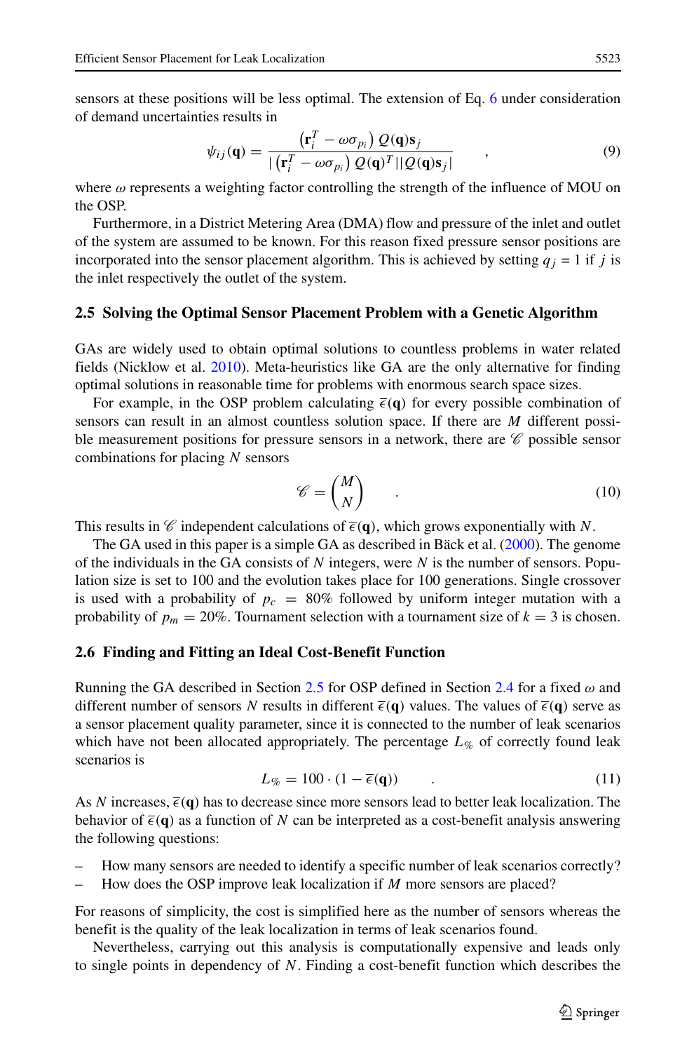sensors at these positions will be less optimal. The extension of Eq. 6 under consideration of demand uncertainties results in

$$\psi_{ij}(\mathbf{q}) = \frac{\left(\mathbf{r}_i^T - \omega\sigma_{p_i}\right) Q(\mathbf{q})\mathbf{s}_j}{|\left(\mathbf{r}_i^T - \omega\sigma_{p_i}\right) Q(\mathbf{q})^T||Q(\mathbf{q})\mathbf{s}_j|} \quad , \tag{9}$$

where $\omega$ represents a weighting factor controlling the strength of the influence of MOU on the OSP.

Furthermore, in a District Metering Area (DMA) flow and pressure of the inlet and outlet of the system are assumed to be known. For this reason fixed pressure sensor positions are incorporated into the sensor placement algorithm. This is achieved by setting $q_j$ = 1 if $j$ is the inlet respectively the outlet of the system.

### 2.5 Solving the Optimal Sensor Placement Problem with a Genetic Algorithm

GAs are widely used to obtain optimal solutions to countless problems in water related fields (Nicklow et al. 2010). Meta-heuristics like GA are the only alternative for finding optimal solutions in reasonable time for problems with enormous search space sizes.

For example, in the OSP problem calculating $\overline{\epsilon}(\mathbf{q})$ for every possible combination of sensors can result in an almost countless solution space. If there are $M$ different possible measurement positions for pressure sensors in a network, there are $\mathscr{C}$ possible sensor combinations for placing $N$ sensors

$$\mathscr{C} = \binom{M}{N} \quad . \tag{10}$$

This results in $\mathscr{C}$ independent calculations of $\overline{\epsilon}(\mathbf{q})$, which grows exponentially with $N$.

The GA used in this paper is a simple GA as described in Bäck et al. (2000). The genome of the individuals in the GA consists of $N$ integers, were $N$ is the number of sensors. Population size is set to 100 and the evolution takes place for 100 generations. Single crossover is used with a probability of $p_c = 80\%$ followed by uniform integer mutation with a probability of $p_m = 20\%$. Tournament selection with a tournament size of $k = 3$ is chosen.

### 2.6 Finding and Fitting an Ideal Cost-Benefit Function

Running the GA described in Section 2.5 for OSP defined in Section 2.4 for a fixed $\omega$ and different number of sensors $N$ results in different $\overline{\epsilon}(\mathbf{q})$ values. The values of $\overline{\epsilon}(\mathbf{q})$ serve as a sensor placement quality parameter, since it is connected to the number of leak scenarios which have not been allocated appropriately. The percentage $L_{\%}$ of correctly found leak scenarios is

$$L_{\%} = 100 \cdot (1 - \overline{\epsilon}(\mathbf{q})) \quad . \tag{11}$$

As $N$ increases, $\overline{\epsilon}(\mathbf{q})$ has to decrease since more sensors lead to better leak localization. The behavior of $\overline{\epsilon}(\mathbf{q})$ as a function of $N$ can be interpreted as a cost-benefit analysis answering the following questions:

- How many sensors are needed to identify a specific number of leak scenarios correctly?
- How does the OSP improve leak localization if $M$ more sensors are placed?

For reasons of simplicity, the cost is simplified here as the number of sensors whereas the benefit is the quality of the leak localization in terms of leak scenarios found.

Nevertheless, carrying out this analysis is computationally expensive and leads only to single points in dependency of $N$. Finding a cost-benefit function which describes the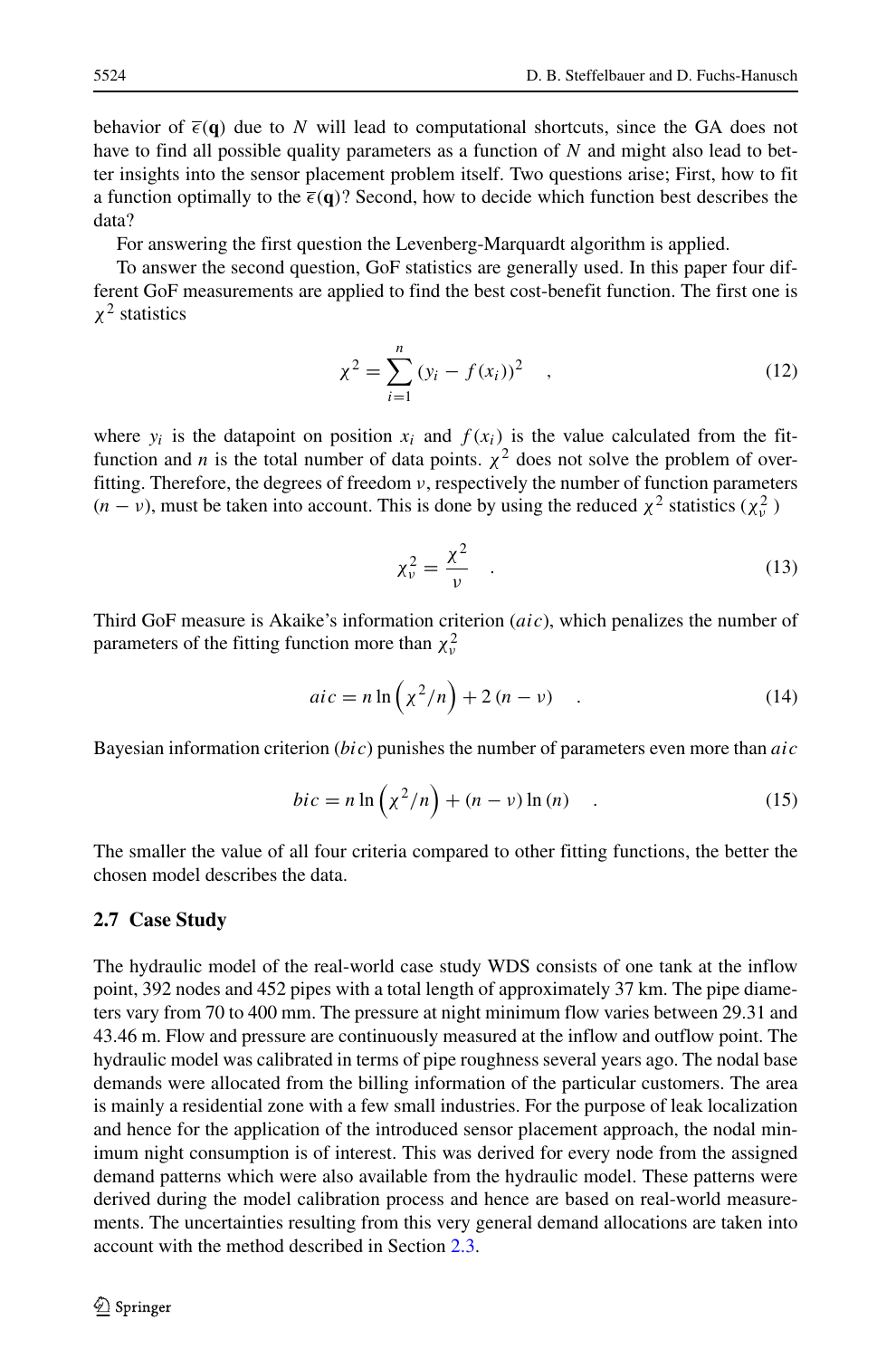behavior of $\overline{\epsilon}(\mathbf{q})$ due to $N$ will lead to computational shortcuts, since the GA does not have to find all possible quality parameters as a function of $N$ and might also lead to better insights into the sensor placement problem itself. Two questions arise; First, how to fit a function optimally to the $\overline{\epsilon}(\mathbf{q})$? Second, how to decide which function best describes the data?

For answering the first question the Levenberg-Marquardt algorithm is applied.

To answer the second question, GoF statistics are generally used. In this paper four different GoF measurements are applied to find the best cost-benefit function. The first one is $\chi^2$ statistics

$$\chi^2 = \sum_{i=1}^{n} (y_i - f(x_i))^2 \quad , \tag{12}$$

where $y_i$ is the datapoint on position $x_i$ and $f(x_i)$ is the value calculated from the fit-function and $n$ is the total number of data points. $\chi^2$ does not solve the problem of overfitting. Therefore, the degrees of freedom $\nu$, respectively the number of function parameters $(n - \nu)$, must be taken into account. This is done by using the reduced $\chi^2$ statistics ($\chi^2_\nu$)

$$\chi^2_\nu = \frac{\chi^2}{\nu} \quad . \tag{13}$$

Third GoF measure is Akaike's information criterion ($aic$), which penalizes the number of parameters of the fitting function more than $\chi^2_\nu$

$$aic = n \ln\left(\chi^2/n\right) + 2\,(n - \nu) \quad . \tag{14}$$

Bayesian information criterion ($bic$) punishes the number of parameters even more than $aic$

$$bic = n \ln\left(\chi^2/n\right) + (n - \nu)\ln(n) \quad . \tag{15}$$

The smaller the value of all four criteria compared to other fitting functions, the better the chosen model describes the data.

### 2.7 Case Study

The hydraulic model of the real-world case study WDS consists of one tank at the inflow point, 392 nodes and 452 pipes with a total length of approximately 37 km. The pipe diameters vary from 70 to 400 mm. The pressure at night minimum flow varies between 29.31 and 43.46 m. Flow and pressure are continuously measured at the inflow and outflow point. The hydraulic model was calibrated in terms of pipe roughness several years ago. The nodal base demands were allocated from the billing information of the particular customers. The area is mainly a residential zone with a few small industries. For the purpose of leak localization and hence for the application of the introduced sensor placement approach, the nodal minimum night consumption is of interest. This was derived for every node from the assigned demand patterns which were also available from the hydraulic model. These patterns were derived during the model calibration process and hence are based on real-world measurements. The uncertainties resulting from this very general demand allocations are taken into account with the method described in Section 2.3.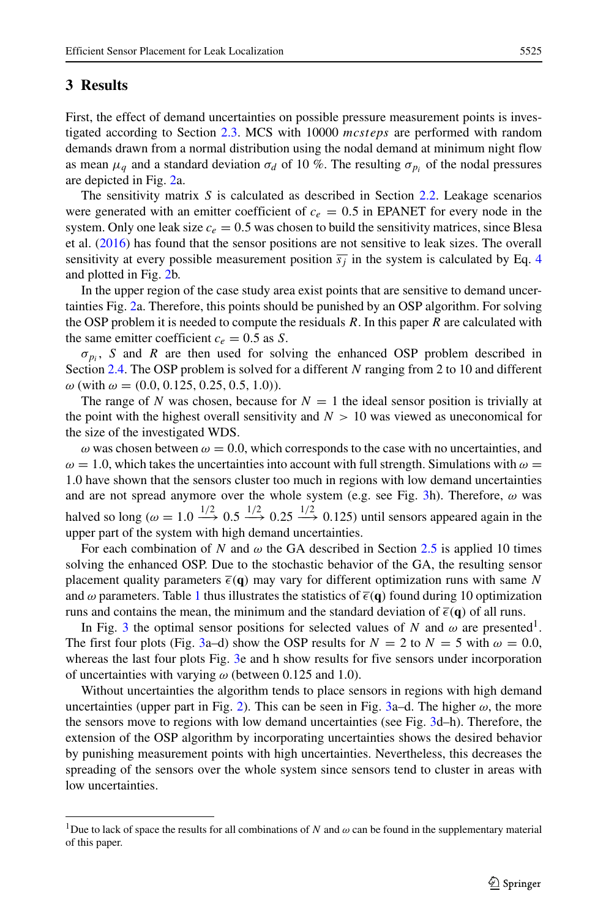## 3 Results

First, the effect of demand uncertainties on possible pressure measurement points is investigated according to Section 2.3. MCS with 10000 *mcsteps* are performed with random demands drawn from a normal distribution using the nodal demand at minimum night flow as mean $\mu_q$ and a standard deviation $\sigma_d$ of 10 %. The resulting $\sigma_{p_i}$ of the nodal pressures are depicted in Fig. 2a.

The sensitivity matrix $S$ is calculated as described in Section 2.2. Leakage scenarios were generated with an emitter coefficient of $c_e = 0.5$ in EPANET for every node in the system. Only one leak size $c_e = 0.5$ was chosen to build the sensitivity matrices, since Blesa et al. (2016) has found that the sensor positions are not sensitive to leak sizes. The overall sensitivity at every possible measurement position $\overline{s_j}$ in the system is calculated by Eq. 4 and plotted in Fig. 2b.

In the upper region of the case study area exist points that are sensitive to demand uncertainties Fig. 2a. Therefore, this points should be punished by an OSP algorithm. For solving the OSP problem it is needed to compute the residuals $R$. In this paper $R$ are calculated with the same emitter coefficient $c_e = 0.5$ as $S$.

$\sigma_{p_i}$, $S$ and $R$ are then used for solving the enhanced OSP problem described in Section 2.4. The OSP problem is solved for a different $N$ ranging from 2 to 10 and different $\omega$ (with $\omega = (0.0, 0.125, 0.25, 0.5, 1.0)$).

The range of $N$ was chosen, because for $N = 1$ the ideal sensor position is trivially at the point with the highest overall sensitivity and $N > 10$ was viewed as uneconomical for the size of the investigated WDS.

$\omega$ was chosen between $\omega = 0.0$, which corresponds to the case with no uncertainties, and $\omega = 1.0$, which takes the uncertainties into account with full strength. Simulations with $\omega = 1.0$ have shown that the sensors cluster too much in regions with low demand uncertainties and are not spread anymore over the whole system (e.g. see Fig. 3h). Therefore, $\omega$ was halved so long ($\omega = 1.0 \xrightarrow{1/2} 0.5 \xrightarrow{1/2} 0.25 \xrightarrow{1/2} 0.125$) until sensors appeared again in the upper part of the system with high demand uncertainties.

For each combination of $N$ and $\omega$ the GA described in Section 2.5 is applied 10 times solving the enhanced OSP. Due to the stochastic behavior of the GA, the resulting sensor placement quality parameters $\overline{\epsilon}(\mathbf{q})$ may vary for different optimization runs with same $N$ and $\omega$ parameters. Table 1 thus illustrates the statistics of $\overline{\epsilon}(\mathbf{q})$ found during 10 optimization runs and contains the mean, the minimum and the standard deviation of $\overline{\epsilon}(\mathbf{q})$ of all runs.

In Fig. 3 the optimal sensor positions for selected values of $N$ and $\omega$ are presented[1]. The first four plots (Fig. 3a–d) show the OSP results for $N = 2$ to $N = 5$ with $\omega = 0.0$, whereas the last four plots Fig. 3e and h show results for five sensors under incorporation of uncertainties with varying $\omega$ (between 0.125 and 1.0).

Without uncertainties the algorithm tends to place sensors in regions with high demand uncertainties (upper part in Fig. 2). This can be seen in Fig. 3a–d. The higher $\omega$, the more the sensors move to regions with low demand uncertainties (see Fig. 3d–h). Therefore, the extension of the OSP algorithm by incorporating uncertainties shows the desired behavior by punishing measurement points with high uncertainties. Nevertheless, this decreases the spreading of the sensors over the whole system since sensors tend to cluster in areas with low uncertainties.

---

[1] Due to lack of space the results for all combinations of $N$ and $\omega$ can be found in the supplementary material of this paper.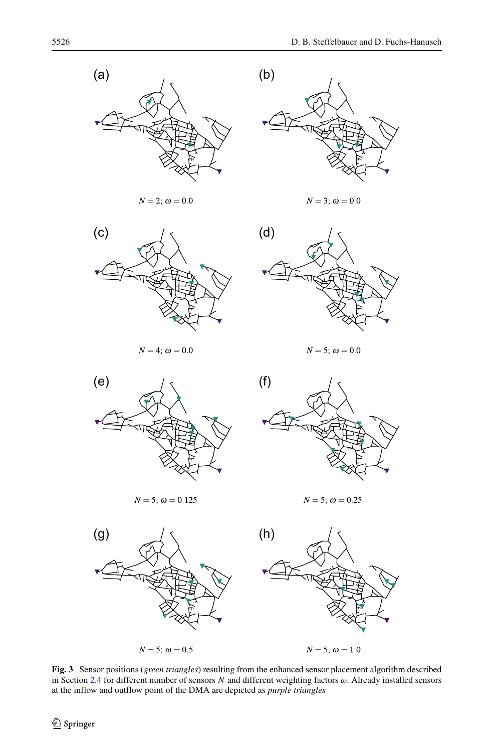(a)

$N = 2$; $\omega = 0.0$

(b)

$N = 3$; $\omega = 0.0$

(c)

$N = 4$; $\omega = 0.0$

(d)

$N = 5$; $\omega = 0.0$

(e)

$N = 5$; $\omega = 0.125$

(f)

$N = 5$; $\omega = 0.25$

(g)

$N = 5$; $\omega = 0.5$

(h)

$N = 5$; $\omega = 1.0$

**Fig. 3** Sensor positions (*green triangles*) resulting from the enhanced sensor placement algorithm described in Section 2.4 for different number of sensors $N$ and different weighting factors $\omega$. Already installed sensors at the inflow and outflow point of the DMA are depicted as *purple triangles*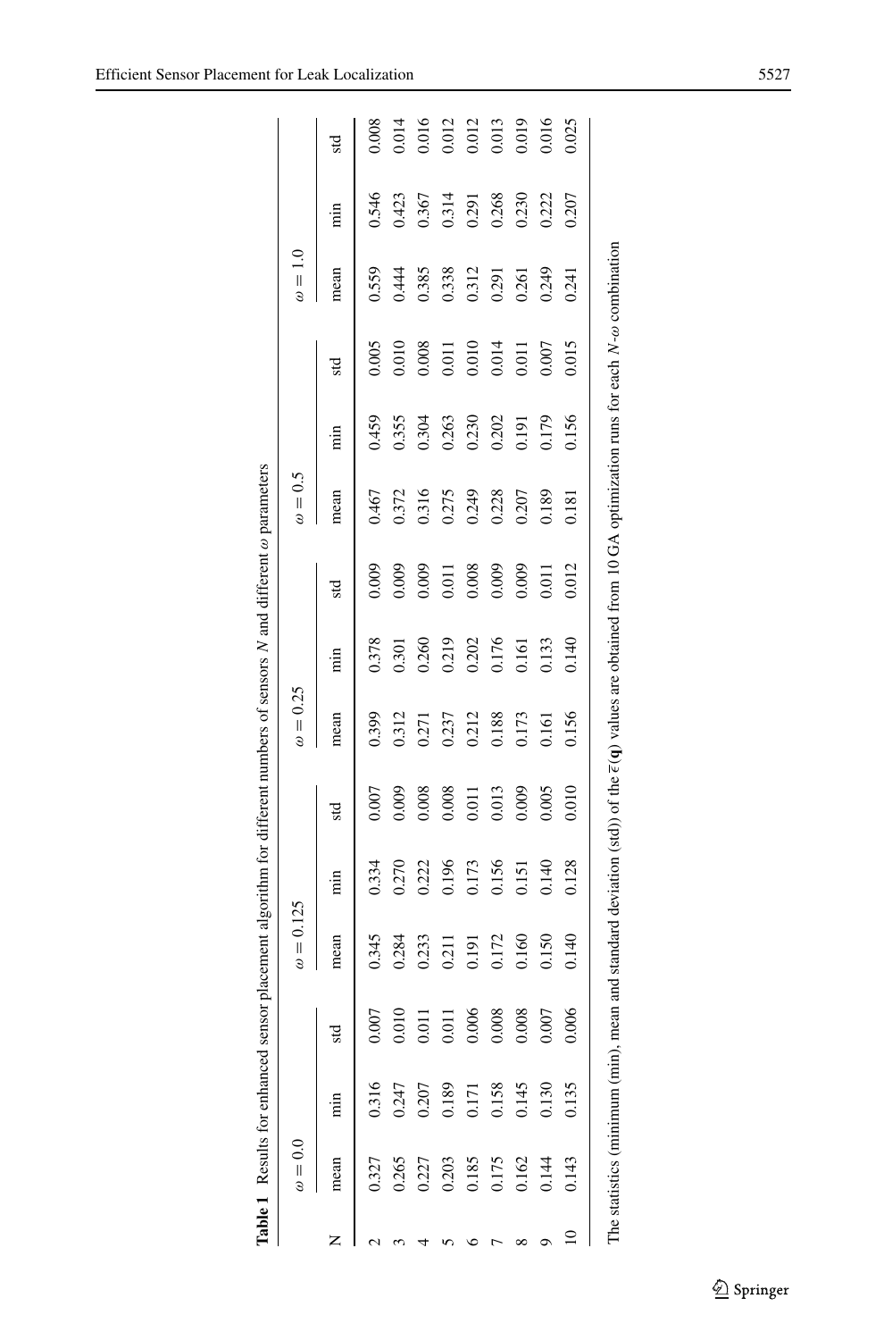**Table 1** Results for enhanced sensor placement algorithm for different numbers of sensors $N$ and different $\omega$ parameters

| N | $\omega = 0.0$ | | | $\omega = 0.125$ | | | $\omega = 0.25$ | | | $\omega = 0.5$ | | | $\omega = 1.0$ | | |
|---|---|---|---|---|---|---|---|---|---|---|---|---|---|---|---|
| | mean | min | std | mean | min | std | mean | min | std | mean | min | std | mean | min | std |
| 2 | 0.327 | 0.316 | 0.007 | 0.345 | 0.334 | 0.007 | 0.399 | 0.378 | 0.009 | 0.467 | 0.459 | 0.005 | 0.559 | 0.546 | 0.008 |
| 3 | 0.265 | 0.247 | 0.010 | 0.284 | 0.270 | 0.009 | 0.312 | 0.301 | 0.009 | 0.372 | 0.355 | 0.010 | 0.444 | 0.423 | 0.014 |
| 4 | 0.227 | 0.207 | 0.011 | 0.233 | 0.222 | 0.008 | 0.271 | 0.260 | 0.009 | 0.316 | 0.304 | 0.008 | 0.385 | 0.367 | 0.016 |
| 5 | 0.203 | 0.189 | 0.011 | 0.211 | 0.196 | 0.008 | 0.237 | 0.219 | 0.011 | 0.275 | 0.263 | 0.011 | 0.338 | 0.314 | 0.012 |
| 6 | 0.185 | 0.171 | 0.006 | 0.191 | 0.173 | 0.011 | 0.212 | 0.202 | 0.008 | 0.249 | 0.230 | 0.010 | 0.312 | 0.291 | 0.012 |
| 7 | 0.175 | 0.158 | 0.008 | 0.172 | 0.156 | 0.013 | 0.188 | 0.176 | 0.009 | 0.228 | 0.202 | 0.014 | 0.291 | 0.268 | 0.013 |
| 8 | 0.162 | 0.145 | 0.008 | 0.160 | 0.151 | 0.009 | 0.173 | 0.161 | 0.009 | 0.207 | 0.191 | 0.011 | 0.261 | 0.230 | 0.019 |
| 9 | 0.144 | 0.130 | 0.007 | 0.150 | 0.140 | 0.005 | 0.161 | 0.133 | 0.011 | 0.189 | 0.179 | 0.007 | 0.249 | 0.222 | 0.016 |
| 10 | 0.143 | 0.135 | 0.006 | 0.140 | 0.128 | 0.010 | 0.156 | 0.140 | 0.012 | 0.181 | 0.156 | 0.015 | 0.241 | 0.207 | 0.025 |

The statistics (minimum (min), mean and standard deviation (std)) of the $\overline{\epsilon}(\mathbf{q})$ values are obtained from 10 GA optimization runs for each $N$-$\omega$ combination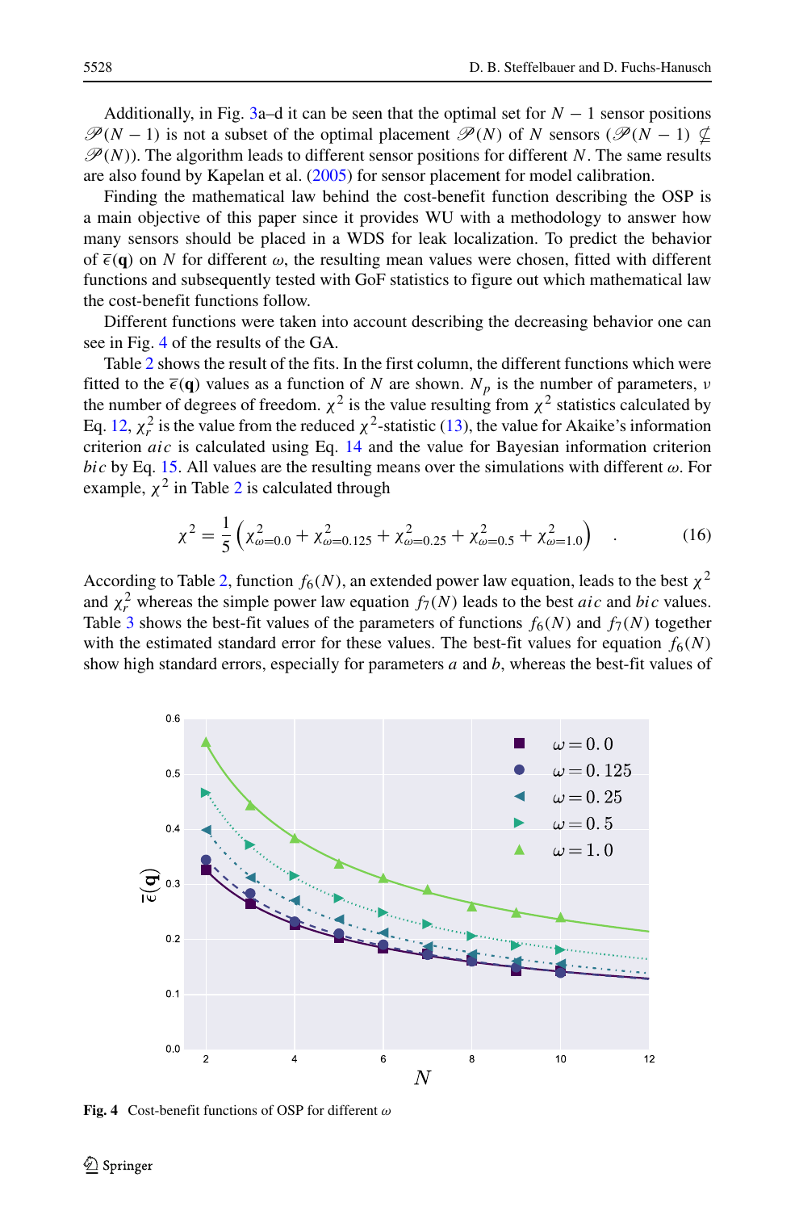Additionally, in Fig. 3a–d it can be seen that the optimal set for $N-1$ sensor positions $\mathscr{P}(N-1)$ is not a subset of the optimal placement $\mathscr{P}(N)$ of $N$ sensors ($\mathscr{P}(N-1) \nsubseteq \mathscr{P}(N)$). The algorithm leads to different sensor positions for different $N$. The same results are also found by Kapelan et al. (2005) for sensor placement for model calibration.

Finding the mathematical law behind the cost-benefit function describing the OSP is a main objective of this paper since it provides WU with a methodology to answer how many sensors should be placed in a WDS for leak localization. To predict the behavior of $\overline{\epsilon}(\mathbf{q})$ on $N$ for different $\omega$, the resulting mean values were chosen, fitted with different functions and subsequently tested with GoF statistics to figure out which mathematical law the cost-benefit functions follow.

Different functions were taken into account describing the decreasing behavior one can see in Fig. 4 of the results of the GA.

Table 2 shows the result of the fits. In the first column, the different functions which were fitted to the $\overline{\epsilon}(\mathbf{q})$ values as a function of $N$ are shown. $N_p$ is the number of parameters, $\nu$ the number of degrees of freedom. $\chi^2$ is the value resulting from $\chi^2$ statistics calculated by Eq. 12, $\chi_r^2$ is the value from the reduced $\chi^2$-statistic (13), the value for Akaike's information criterion $aic$ is calculated using Eq. 14 and the value for Bayesian information criterion $bic$ by Eq. 15. All values are the resulting means over the simulations with different $\omega$. For example, $\chi^2$ in Table 2 is calculated through

$$\chi^2 = \frac{1}{5}\left(\chi^2_{\omega=0.0} + \chi^2_{\omega=0.125} + \chi^2_{\omega=0.25} + \chi^2_{\omega=0.5} + \chi^2_{\omega=1.0}\right) \quad . \tag{16}$$

According to Table 2, function $f_6(N)$, an extended power law equation, leads to the best $\chi^2$ and $\chi_r^2$ whereas the simple power law equation $f_7(N)$ leads to the best $aic$ and $bic$ values. Table 3 shows the best-fit values of the parameters of functions $f_6(N)$ and $f_7(N)$ together with the estimated standard error for these values. The best-fit values for equation $f_6(N)$ show high standard errors, especially for parameters $a$ and $b$, whereas the best-fit values of

**Fig. 4** Cost-benefit functions of OSP for different $\omega$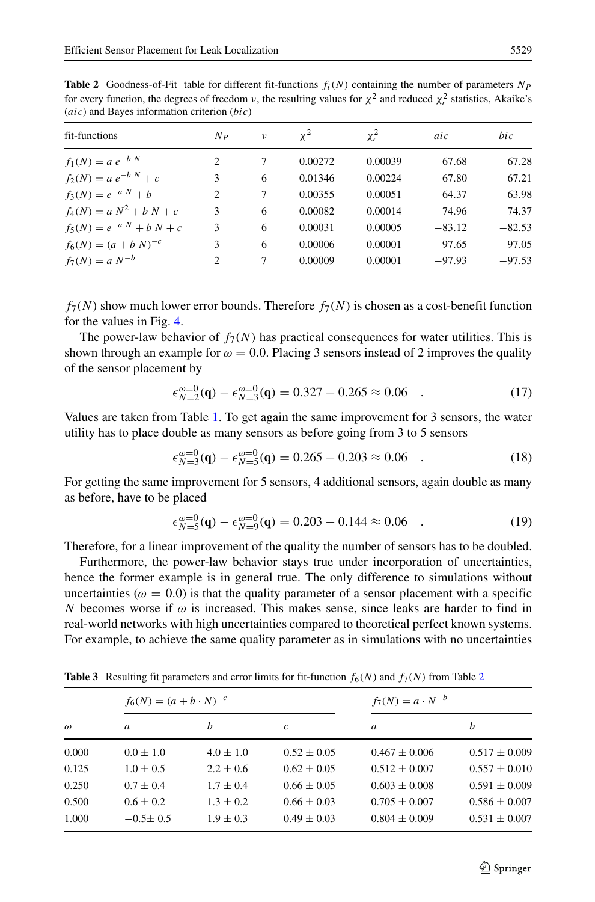**Table 2** Goodness-of-Fit table for different fit-functions $f_i(N)$ containing the number of parameters $N_P$ for every function, the degrees of freedom $\nu$, the resulting values for $\chi^2$ and reduced $\chi_r^2$ statistics, Akaike's ($aic$) and Bayes information criterion ($bic$)

| fit-functions | $N_P$ | $\nu$ | $\chi^2$ | $\chi_r^2$ | $aic$ | $bic$ |
|---|---|---|---|---|---|---|
| $f_1(N) = a\, e^{-b\, N}$ | 2 | 7 | 0.00272 | 0.00039 | −67.68 | −67.28 |
| $f_2(N) = a\, e^{-b\, N} + c$ | 3 | 6 | 0.01346 | 0.00224 | −67.80 | −67.21 |
| $f_3(N) = e^{-a\, N} + b$ | 2 | 7 | 0.00355 | 0.00051 | −64.37 | −63.98 |
| $f_4(N) = a\, N^2 + b\, N + c$ | 3 | 6 | 0.00082 | 0.00014 | −74.96 | −74.37 |
| $f_5(N) = e^{-a\, N} + b\, N + c$ | 3 | 6 | 0.00031 | 0.00005 | −83.12 | −82.53 |
| $f_6(N) = (a + b\, N)^{-c}$ | 3 | 6 | 0.00006 | 0.00001 | −97.65 | −97.05 |
| $f_7(N) = a\, N^{-b}$ | 2 | 7 | 0.00009 | 0.00001 | −97.93 | −97.53 |

$f_7(N)$ show much lower error bounds. Therefore $f_7(N)$ is chosen as a cost-benefit function for the values in Fig. 4.

The power-law behavior of $f_7(N)$ has practical consequences for water utilities. This is shown through an example for $\omega = 0.0$. Placing 3 sensors instead of 2 improves the quality of the sensor placement by

$$\epsilon_{N=2}^{\omega=0}(\mathbf{q}) - \epsilon_{N=3}^{\omega=0}(\mathbf{q}) = 0.327 - 0.265 \approx 0.06 \quad . \tag{17}$$

Values are taken from Table 1. To get again the same improvement for 3 sensors, the water utility has to place double as many sensors as before going from 3 to 5 sensors

$$\epsilon_{N=3}^{\omega=0}(\mathbf{q}) - \epsilon_{N=5}^{\omega=0}(\mathbf{q}) = 0.265 - 0.203 \approx 0.06 \quad . \tag{18}$$

For getting the same improvement for 5 sensors, 4 additional sensors, again double as many as before, have to be placed

$$\epsilon_{N=5}^{\omega=0}(\mathbf{q}) - \epsilon_{N=9}^{\omega=0}(\mathbf{q}) = 0.203 - 0.144 \approx 0.06 \quad . \tag{19}$$

Therefore, for a linear improvement of the quality the number of sensors has to be doubled.

Furthermore, the power-law behavior stays true under incorporation of uncertainties, hence the former example is in general true. The only difference to simulations without uncertainties ($\omega = 0.0$) is that the quality parameter of a sensor placement with a specific $N$ becomes worse if $\omega$ is increased. This makes sense, since leaks are harder to find in real-world networks with high uncertainties compared to theoretical perfect known systems. For example, to achieve the same quality parameter as in simulations with no uncertainties

**Table 3** Resulting fit parameters and error limits for fit-function $f_6(N)$ and $f_7(N)$ from Table 2

| | $f_6(N) = (a + b \cdot N)^{-c}$ | | | $f_7(N) = a \cdot N^{-b}$ | |
|---|---|---|---|---|---|
| $\omega$ | $a$ | $b$ | $c$ | $a$ | $b$ |
| 0.000 | $0.0 \pm 1.0$ | $4.0 \pm 1.0$ | $0.52 \pm 0.05$ | $0.467 \pm 0.006$ | $0.517 \pm 0.009$ |
| 0.125 | $1.0 \pm 0.5$ | $2.2 \pm 0.6$ | $0.62 \pm 0.05$ | $0.512 \pm 0.007$ | $0.557 \pm 0.010$ |
| 0.250 | $0.7 \pm 0.4$ | $1.7 \pm 0.4$ | $0.66 \pm 0.05$ | $0.603 \pm 0.008$ | $0.591 \pm 0.009$ |
| 0.500 | $0.6 \pm 0.2$ | $1.3 \pm 0.2$ | $0.66 \pm 0.03$ | $0.705 \pm 0.007$ | $0.586 \pm 0.007$ |
| 1.000 | $-0.5 \pm 0.5$ | $1.9 \pm 0.3$ | $0.49 \pm 0.03$ | $0.804 \pm 0.009$ | $0.531 \pm 0.007$ |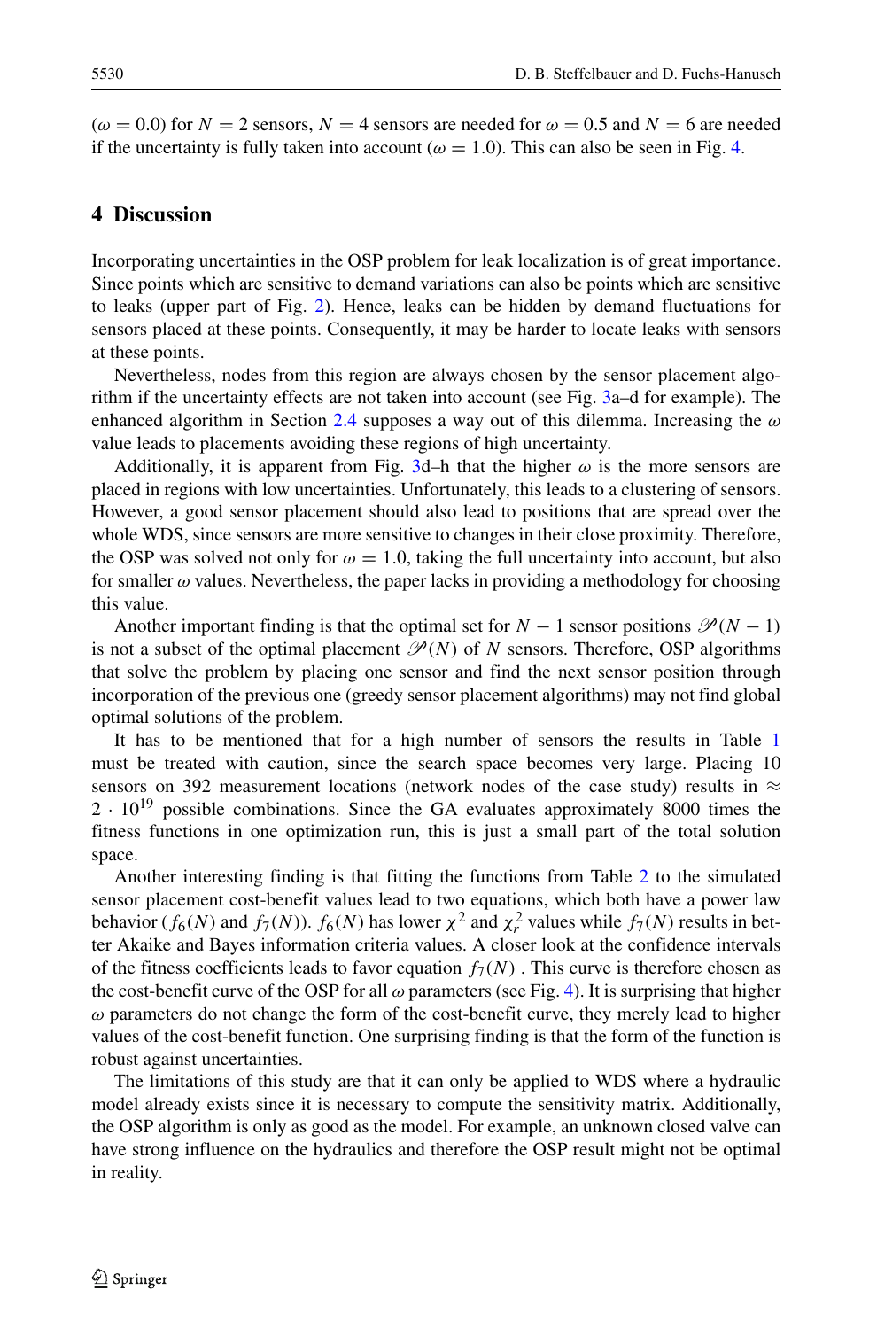($\omega = 0.0$) for $N = 2$ sensors, $N = 4$ sensors are needed for $\omega = 0.5$ and $N = 6$ are needed if the uncertainty is fully taken into account ($\omega = 1.0$). This can also be seen in Fig. 4.

## 4 Discussion

Incorporating uncertainties in the OSP problem for leak localization is of great importance. Since points which are sensitive to demand variations can also be points which are sensitive to leaks (upper part of Fig. 2). Hence, leaks can be hidden by demand fluctuations for sensors placed at these points. Consequently, it may be harder to locate leaks with sensors at these points.

Nevertheless, nodes from this region are always chosen by the sensor placement algorithm if the uncertainty effects are not taken into account (see Fig. 3a–d for example). The enhanced algorithm in Section 2.4 supposes a way out of this dilemma. Increasing the $\omega$ value leads to placements avoiding these regions of high uncertainty.

Additionally, it is apparent from Fig. 3d–h that the higher $\omega$ is the more sensors are placed in regions with low uncertainties. Unfortunately, this leads to a clustering of sensors. However, a good sensor placement should also lead to positions that are spread over the whole WDS, since sensors are more sensitive to changes in their close proximity. Therefore, the OSP was solved not only for $\omega = 1.0$, taking the full uncertainty into account, but also for smaller $\omega$ values. Nevertheless, the paper lacks in providing a methodology for choosing this value.

Another important finding is that the optimal set for $N - 1$ sensor positions $\mathscr{P}(N - 1)$ is not a subset of the optimal placement $\mathscr{P}(N)$ of $N$ sensors. Therefore, OSP algorithms that solve the problem by placing one sensor and find the next sensor position through incorporation of the previous one (greedy sensor placement algorithms) may not find global optimal solutions of the problem.

It has to be mentioned that for a high number of sensors the results in Table 1 must be treated with caution, since the search space becomes very large. Placing 10 sensors on 392 measurement locations (network nodes of the case study) results in $\approx 2 \cdot 10^{19}$ possible combinations. Since the GA evaluates approximately 8000 times the fitness functions in one optimization run, this is just a small part of the total solution space.

Another interesting finding is that fitting the functions from Table 2 to the simulated sensor placement cost-benefit values lead to two equations, which both have a power law behavior ($f_6(N)$ and $f_7(N)$). $f_6(N)$ has lower $\chi^2$ and $\chi_r^2$ values while $f_7(N)$ results in better Akaike and Bayes information criteria values. A closer look at the confidence intervals of the fitness coefficients leads to favor equation $f_7(N)$ . This curve is therefore chosen as the cost-benefit curve of the OSP for all $\omega$ parameters (see Fig. 4). It is surprising that higher $\omega$ parameters do not change the form of the cost-benefit curve, they merely lead to higher values of the cost-benefit function. One surprising finding is that the form of the function is robust against uncertainties.

The limitations of this study are that it can only be applied to WDS where a hydraulic model already exists since it is necessary to compute the sensitivity matrix. Additionally, the OSP algorithm is only as good as the model. For example, an unknown closed valve can have strong influence on the hydraulics and therefore the OSP result might not be optimal in reality.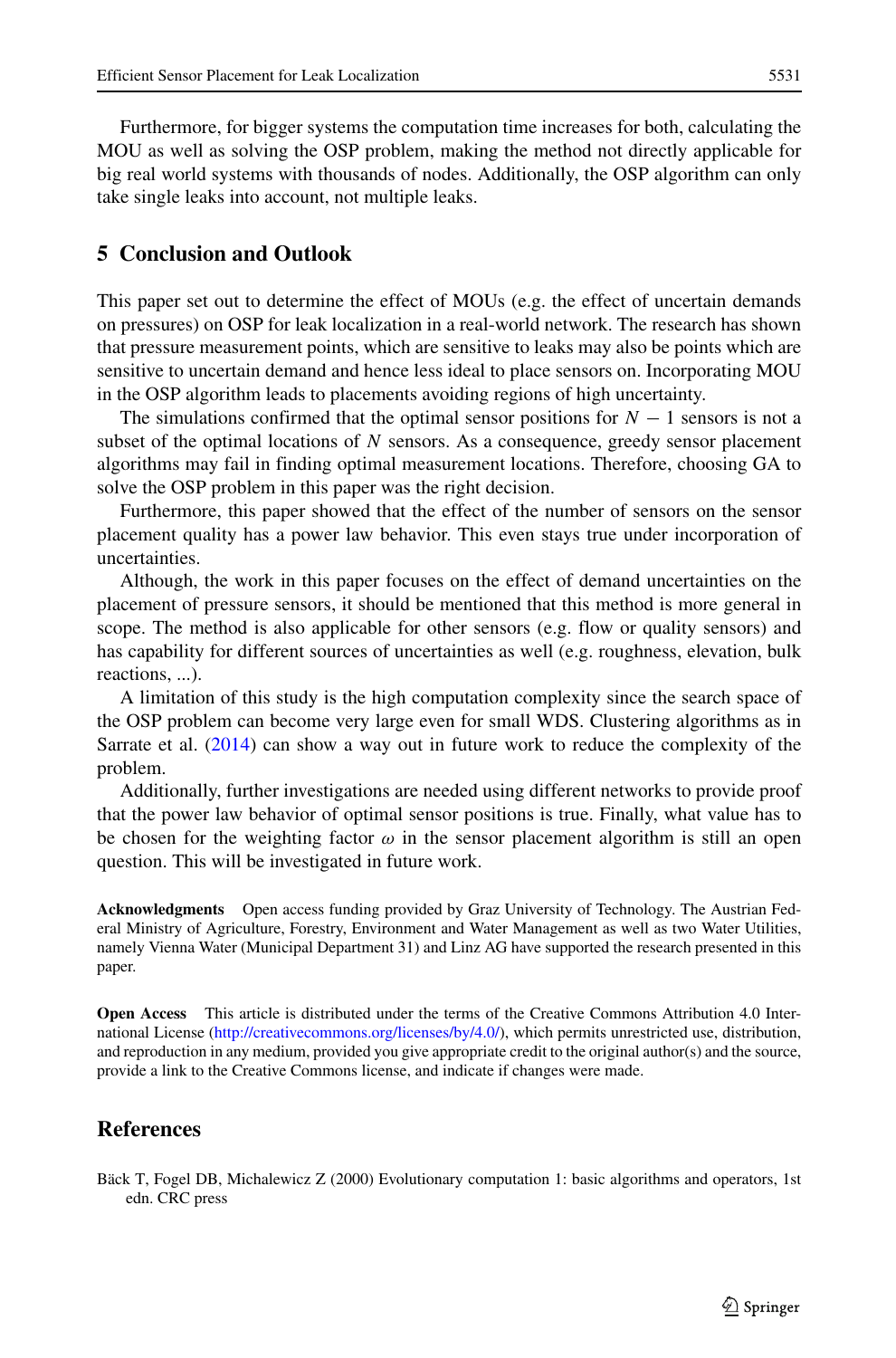Furthermore, for bigger systems the computation time increases for both, calculating the MOU as well as solving the OSP problem, making the method not directly applicable for big real world systems with thousands of nodes. Additionally, the OSP algorithm can only take single leaks into account, not multiple leaks.

## 5 Conclusion and Outlook

This paper set out to determine the effect of MOUs (e.g. the effect of uncertain demands on pressures) on OSP for leak localization in a real-world network. The research has shown that pressure measurement points, which are sensitive to leaks may also be points which are sensitive to uncertain demand and hence less ideal to place sensors on. Incorporating MOU in the OSP algorithm leads to placements avoiding regions of high uncertainty.

The simulations confirmed that the optimal sensor positions for $N - 1$ sensors is not a subset of the optimal locations of $N$ sensors. As a consequence, greedy sensor placement algorithms may fail in finding optimal measurement locations. Therefore, choosing GA to solve the OSP problem in this paper was the right decision.

Furthermore, this paper showed that the effect of the number of sensors on the sensor placement quality has a power law behavior. This even stays true under incorporation of uncertainties.

Although, the work in this paper focuses on the effect of demand uncertainties on the placement of pressure sensors, it should be mentioned that this method is more general in scope. The method is also applicable for other sensors (e.g. flow or quality sensors) and has capability for different sources of uncertainties as well (e.g. roughness, elevation, bulk reactions, ...).

A limitation of this study is the high computation complexity since the search space of the OSP problem can become very large even for small WDS. Clustering algorithms as in Sarrate et al. (2014) can show a way out in future work to reduce the complexity of the problem.

Additionally, further investigations are needed using different networks to provide proof that the power law behavior of optimal sensor positions is true. Finally, what value has to be chosen for the weighting factor $\omega$ in the sensor placement algorithm is still an open question. This will be investigated in future work.

**Acknowledgments** Open access funding provided by Graz University of Technology. The Austrian Federal Ministry of Agriculture, Forestry, Environment and Water Management as well as two Water Utilities, namely Vienna Water (Municipal Department 31) and Linz AG have supported the research presented in this paper.

**Open Access** This article is distributed under the terms of the Creative Commons Attribution 4.0 International License (http://creativecommons.org/licenses/by/4.0/), which permits unrestricted use, distribution, and reproduction in any medium, provided you give appropriate credit to the original author(s) and the source, provide a link to the Creative Commons license, and indicate if changes were made.

## References

Bäck T, Fogel DB, Michalewicz Z (2000) Evolutionary computation 1: basic algorithms and operators, 1st edn. CRC press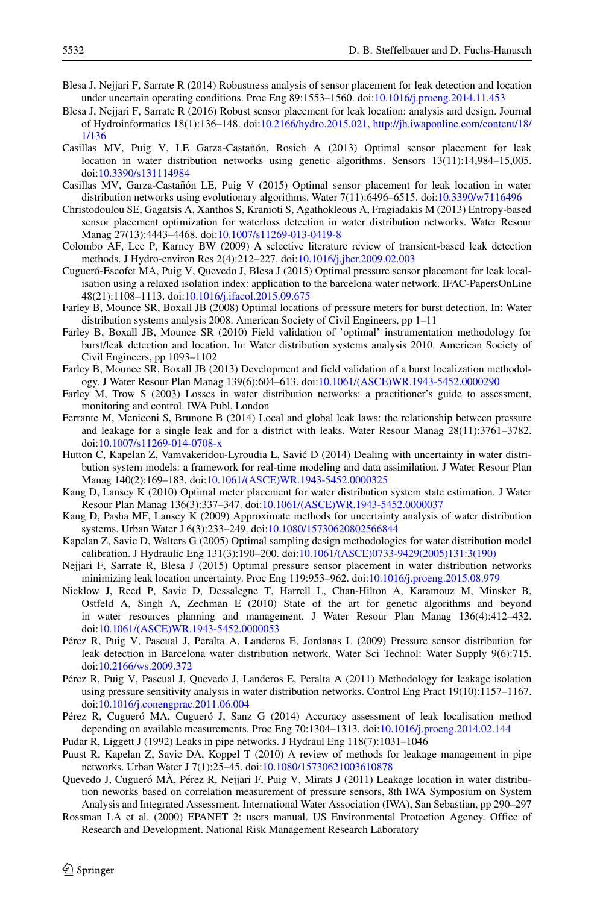Blesa J, Nejjari F, Sarrate R (2014) Robustness analysis of sensor placement for leak detection and location under uncertain operating conditions. Proc Eng 89:1553–1560. doi:10.1016/j.proeng.2014.11.453

Blesa J, Nejjari F, Sarrate R (2016) Robust sensor placement for leak location: analysis and design. Journal of Hydroinformatics 18(1):136–148. doi:10.2166/hydro.2015.021, http://jh.iwaponline.com/content/18/1/136

Casillas MV, Puig V, LE Garza-Castañón, Rosich A (2013) Optimal sensor placement for leak location in water distribution networks using genetic algorithms. Sensors 13(11):14,984–15,005. doi:10.3390/s131114984

Casillas MV, Garza-Castañón LE, Puig V (2015) Optimal sensor placement for leak location in water distribution networks using evolutionary algorithms. Water 7(11):6496–6515. doi:10.3390/w7116496

Christodoulou SE, Gagatsis A, Xanthos S, Kranioti S, Agathokleous A, Fragiadakis M (2013) Entropy-based sensor placement optimization for waterloss detection in water distribution networks. Water Resour Manag 27(13):4443–4468. doi:10.1007/s11269-013-0419-8

Colombo AF, Lee P, Karney BW (2009) A selective literature review of transient-based leak detection methods. J Hydro-environ Res 2(4):212–227. doi:10.1016/j.jher.2009.02.003

Cugueró-Escofet MA, Puig V, Quevedo J, Blesa J (2015) Optimal pressure sensor placement for leak localisation using a relaxed isolation index: application to the barcelona water network. IFAC-PapersOnLine 48(21):1108–1113. doi:10.1016/j.ifacol.2015.09.675

Farley B, Mounce SR, Boxall JB (2008) Optimal locations of pressure meters for burst detection. In: Water distribution systems analysis 2008. American Society of Civil Engineers, pp 1–11

Farley B, Boxall JB, Mounce SR (2010) Field validation of 'optimal' instrumentation methodology for burst/leak detection and location. In: Water distribution systems analysis 2010. American Society of Civil Engineers, pp 1093–1102

Farley B, Mounce SR, Boxall JB (2013) Development and field validation of a burst localization methodology. J Water Resour Plan Manag 139(6):604–613. doi:10.1061/(ASCE)WR.1943-5452.0000290

Farley M, Trow S (2003) Losses in water distribution networks: a practitioner's guide to assessment, monitoring and control. IWA Publ, London

Ferrante M, Meniconi S, Brunone B (2014) Local and global leak laws: the relationship between pressure and leakage for a single leak and for a district with leaks. Water Resour Manag 28(11):3761–3782. doi:10.1007/s11269-014-0708-x

Hutton C, Kapelan Z, Vamvakeridou-Lyroudia L, Savić D (2014) Dealing with uncertainty in water distribution system models: a framework for real-time modeling and data assimilation. J Water Resour Plan Manag 140(2):169–183. doi:10.1061/(ASCE)WR.1943-5452.0000325

Kang D, Lansey K (2010) Optimal meter placement for water distribution system state estimation. J Water Resour Plan Manag 136(3):337–347. doi:10.1061/(ASCE)WR.1943-5452.0000037

Kang D, Pasha MF, Lansey K (2009) Approximate methods for uncertainty analysis of water distribution systems. Urban Water J 6(3):233–249. doi:10.1080/15730620802566844

Kapelan Z, Savic D, Walters G (2005) Optimal sampling design methodologies for water distribution model calibration. J Hydraulic Eng 131(3):190–200. doi:10.1061/(ASCE)0733-9429(2005)131:3(190)

Nejjari F, Sarrate R, Blesa J (2015) Optimal pressure sensor placement in water distribution networks minimizing leak location uncertainty. Proc Eng 119:953–962. doi:10.1016/j.proeng.2015.08.979

Nicklow J, Reed P, Savic D, Dessalegne T, Harrell L, Chan-Hilton A, Karamouz M, Minsker B, Ostfeld A, Singh A, Zechman E (2010) State of the art for genetic algorithms and beyond in water resources planning and management. J Water Resour Plan Manag 136(4):412–432. doi:10.1061/(ASCE)WR.1943-5452.0000053

Pérez R, Puig V, Pascual J, Peralta A, Landeros E, Jordanas L (2009) Pressure sensor distribution for leak detection in Barcelona water distribution network. Water Sci Technol: Water Supply 9(6):715. doi:10.2166/ws.2009.372

Pérez R, Puig V, Pascual J, Quevedo J, Landeros E, Peralta A (2011) Methodology for leakage isolation using pressure sensitivity analysis in water distribution networks. Control Eng Pract 19(10):1157–1167. doi:10.1016/j.conengprac.2011.06.004

Pérez R, Cugueró MA, Cugueró J, Sanz G (2014) Accuracy assessment of leak localisation method depending on available measurements. Proc Eng 70:1304–1313. doi:10.1016/j.proeng.2014.02.144

Pudar R, Liggett J (1992) Leaks in pipe networks. J Hydraul Eng 118(7):1031–1046

Puust R, Kapelan Z, Savic DA, Koppel T (2010) A review of methods for leakage management in pipe networks. Urban Water J 7(1):25–45. doi:10.1080/15730621003610878

Quevedo J, Cugueró MÀ, Pérez R, Nejjari F, Puig V, Mirats J (2011) Leakage location in water distribution neworks based on correlation measurement of pressure sensors, 8th IWA Symposium on System Analysis and Integrated Assessment. International Water Association (IWA), San Sebastian, pp 290–297

Rossman LA et al. (2000) EPANET 2: users manual. US Environmental Protection Agency. Office of Research and Development. National Risk Management Research Laboratory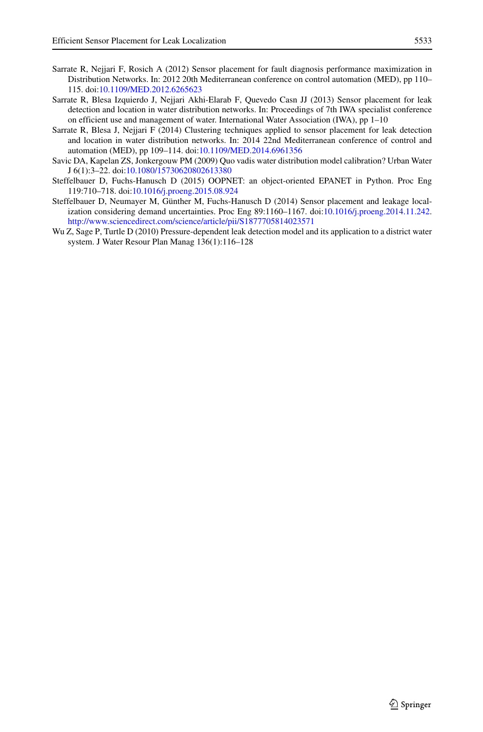Sarrate R, Nejjari F, Rosich A (2012) Sensor placement for fault diagnosis performance maximization in Distribution Networks. In: 2012 20th Mediterranean conference on control automation (MED), pp 110–115. doi:10.1109/MED.2012.6265623

Sarrate R, Blesa Izquierdo J, Nejjari Akhi-Elarab F, Quevedo Casn JJ (2013) Sensor placement for leak detection and location in water distribution networks. In: Proceedings of 7th IWA specialist conference on efficient use and management of water. International Water Association (IWA), pp 1–10

Sarrate R, Blesa J, Nejjari F (2014) Clustering techniques applied to sensor placement for leak detection and location in water distribution networks. In: 2014 22nd Mediterranean conference of control and automation (MED), pp 109–114. doi:10.1109/MED.2014.6961356

Savic DA, Kapelan ZS, Jonkergouw PM (2009) Quo vadis water distribution model calibration? Urban Water J 6(1):3–22. doi:10.1080/15730620802613380

Steffelbauer D, Fuchs-Hanusch D (2015) OOPNET: an object-oriented EPANET in Python. Proc Eng 119:710–718. doi:10.1016/j.proeng.2015.08.924

Steffelbauer D, Neumayer M, Günther M, Fuchs-Hanusch D (2014) Sensor placement and leakage localization considering demand uncertainties. Proc Eng 89:1160–1167. doi:10.1016/j.proeng.2014.11.242. http://www.sciencedirect.com/science/article/pii/S1877705814023571

Wu Z, Sage P, Turtle D (2010) Pressure-dependent leak detection model and its application to a district water system. J Water Resour Plan Manag 136(1):116–128